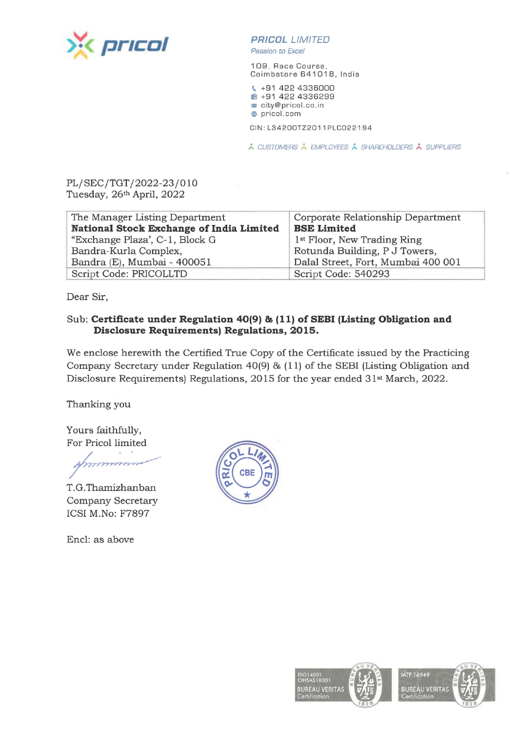**PRICOL LIMITED**
*Passion to Excel*

109, Race Course,
Coimbatore 641018, India

+91 422 4336000
+91 422 4336299
city@pricol.co.in
pricol.com

CIN: L34200TZ2011PLC022194

CUSTOMERS EMPLOYEES SHAREHOLDERS SUPPLIERS

PL/SEC/TGT/2022-23/010
Tuesday, 26th April, 2022

| The Manager Listing Department<br>**National Stock Exchange of India Limited**<br>"Exchange Plaza', C-1, Block G<br>Bandra-Kurla Complex,<br>Bandra (E), Mumbai - 400051 | Corporate Relationship Department<br>**BSE Limited**<br>1st Floor, New Trading Ring<br>Rotunda Building, P J Towers,<br>Dalal Street, Fort, Mumbai 400 001 |
|---|---|
| Script Code: PRICOLLTD | Script Code: 540293 |

Dear Sir,

Sub: **Certificate under Regulation 40(9) & (11) of SEBI (Listing Obligation and Disclosure Requirements) Regulations, 2015.**

We enclose herewith the Certified True Copy of the Certificate issued by the Practicing Company Secretary under Regulation 40(9) & (11) of the SEBI (Listing Obligation and Disclosure Requirements) Regulations, 2015 for the year ended 31st March, 2022.

Thanking you

Yours faithfully,
For Pricol limited

T.G.Thamizhanban
Company Secretary
ICSI M.No: F7897

Encl: as above

ISO14001
OHSAS18001
BUREAU VERITAS
Certification

IATF 16949
BUREAU VERITAS
Certification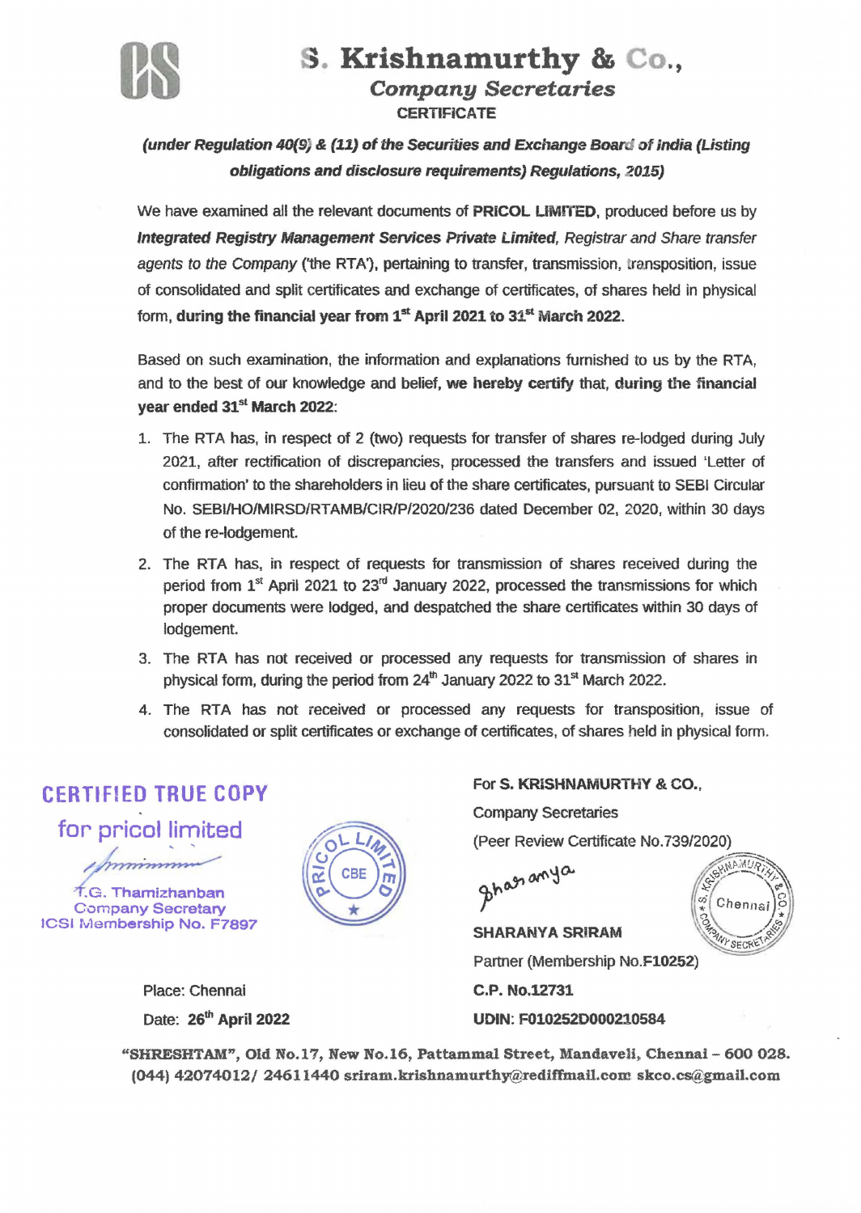# S. Krishnamurthy & Co.,

## *Company Secretaries*

**CERTIFICATE**

***(under Regulation 40(9) & (11) of the Securities and Exchange Board of India (Listing obligations and disclosure requirements) Regulations, 2015)***

We have examined all the relevant documents of **PRICOL LIMITED**, produced before us by ***Integrated Registry Management Services Private Limited****, Registrar and Share transfer agents to the Company* ('the RTA'), pertaining to transfer, transmission, transposition, issue of consolidated and split certificates and exchange of certificates, of shares held in physical form, **during the financial year from 1st April 2021 to 31st March 2022.**

Based on such examination, the information and explanations furnished to us by the RTA, and to the best of our knowledge and belief, **we hereby certify** that, **during the financial year ended 31st March 2022**:

1. The RTA has, in respect of 2 (two) requests for transfer of shares re-lodged during July 2021, after rectification of discrepancies, processed the transfers and issued 'Letter of confirmation' to the shareholders in lieu of the share certificates, pursuant to SEBI Circular No. SEBI/HO/MIRSD/RTAMB/CIR/P/2020/236 dated December 02, 2020, within 30 days of the re-lodgement.
2. The RTA has, in respect of requests for transmission of shares received during the period from 1st April 2021 to 23rd January 2022, processed the transmissions for which proper documents were lodged, and despatched the share certificates within 30 days of lodgement.
3. The RTA has not received or processed any requests for transmission of shares in physical form, during the period from 24th January 2022 to 31st March 2022.
4. The RTA has not received or processed any requests for transposition, issue of consolidated or split certificates or exchange of certificates, of shares held in physical form.

CERTIFIED TRUE COPY
for pricol limited

T.G. Thamizhanban
Company Secretary
ICSI Membership No. F7897

PRICOL LIMITED CBE

For **S. KRISHNAMURTHY & CO.,**
Company Secretaries
(Peer Review Certificate No.739/2020)

Sharanya

**SHARANYA SRIRAM**
Partner (Membership No.**F10252**)
**C.P. No.12731**
**UDIN: F010252D000210584**

S. KRISHNAMURTHY & CO. Chennai COMPANY SECRETARIES

Place: Chennai
Date: **26th April 2022**

**"SHRESHTAM", Old No.17, New No.16, Pattammal Street, Mandaveli, Chennai – 600 028. (044) 42074012/ 24611440 sriram.krishnamurthy@rediffmail.com skco.cs@gmail.com**